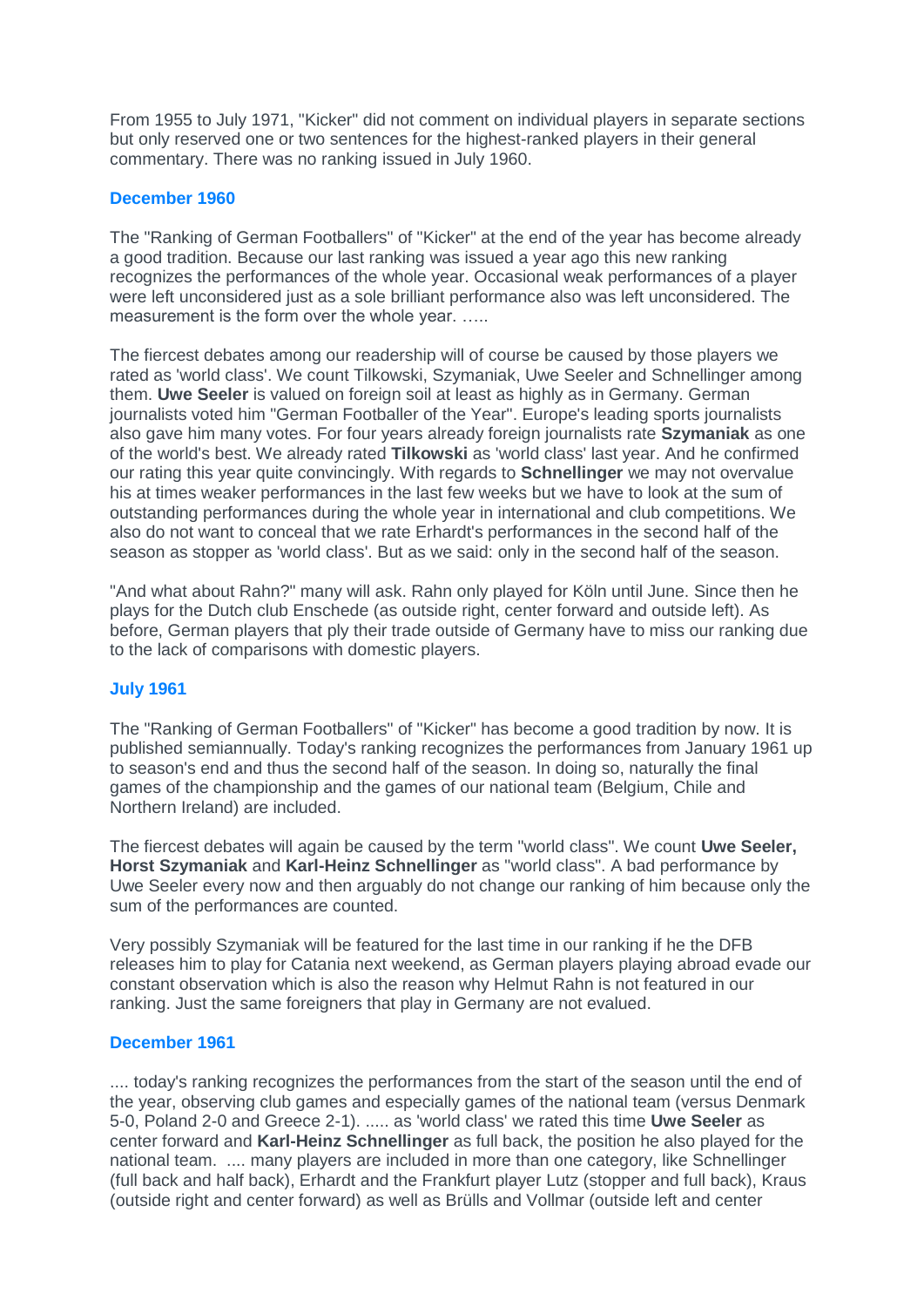From 1955 to July 1971, "Kicker" did not comment on individual players in separate sections but only reserved one or two sentences for the highest-ranked players in their general commentary. There was no ranking issued in July 1960.

### December 1960

The "Ranking of German Footballers" of "Kicker" at the end of the year has become already a good tradition. Because our last ranking was issued a year ago this new ranking recognizes the performances of the whole year. Occasional weak performances of a player were left unconsidered just as a sole brilliant performance also was left unconsidered. The measurement is the form over the whole year. …..

The fiercest debates among our readership will of course be caused by those players we rated as 'world class'. We count Tilkowski, Szymaniak, Uwe Seeler and Schnellinger among them. **Uwe Seeler** is valued on foreign soil at least as highly as in Germany. German journalists voted him "German Footballer of the Year". Europe's leading sports journalists also gave him many votes. For four years already foreign journalists rate **Szymaniak** as one of the world's best. We already rated **Tilkowski** as 'world class' last year. And he confirmed our rating this year quite convincingly. With regards to **Schnellinger** we may not overvalue his at times weaker performances in the last few weeks but we have to look at the sum of outstanding performances during the whole year in international and club competitions. We also do not want to conceal that we rate Erhardt's performances in the second half of the season as stopper as 'world class'. But as we said: only in the second half of the season.

"And what about Rahn?" many will ask. Rahn only played for Köln until June. Since then he plays for the Dutch club Enschede (as outside right, center forward and outside left). As before, German players that ply their trade outside of Germany have to miss our ranking due to the lack of comparisons with domestic players.

### July 1961

The "Ranking of German Footballers" of "Kicker" has become a good tradition by now. It is published semiannually. Today's ranking recognizes the performances from January 1961 up to season's end and thus the second half of the season. In doing so, naturally the final games of the championship and the games of our national team (Belgium, Chile and Northern Ireland) are included.

The fiercest debates will again be caused by the term "world class". We count **Uwe Seeler, Horst Szymaniak** and **Karl-Heinz Schnellinger** as "world class". A bad performance by Uwe Seeler every now and then arguably do not change our ranking of him because only the sum of the performances are counted.

Very possibly Szymaniak will be featured for the last time in our ranking if he the DFB releases him to play for Catania next weekend, as German players playing abroad evade our constant observation which is also the reason why Helmut Rahn is not featured in our ranking. Just the same foreigners that play in Germany are not evalued.

### December 1961

.... today's ranking recognizes the performances from the start of the season until the end of the year, observing club games and especially games of the national team (versus Denmark 5-0, Poland 2-0 and Greece 2-1). ..... as 'world class' we rated this time **Uwe Seeler** as center forward and **Karl-Heinz Schnellinger** as full back, the position he also played for the national team. .... many players are included in more than one category, like Schnellinger (full back and half back), Erhardt and the Frankfurt player Lutz (stopper and full back), Kraus (outside right and center forward) as well as Brülls and Vollmar (outside left and center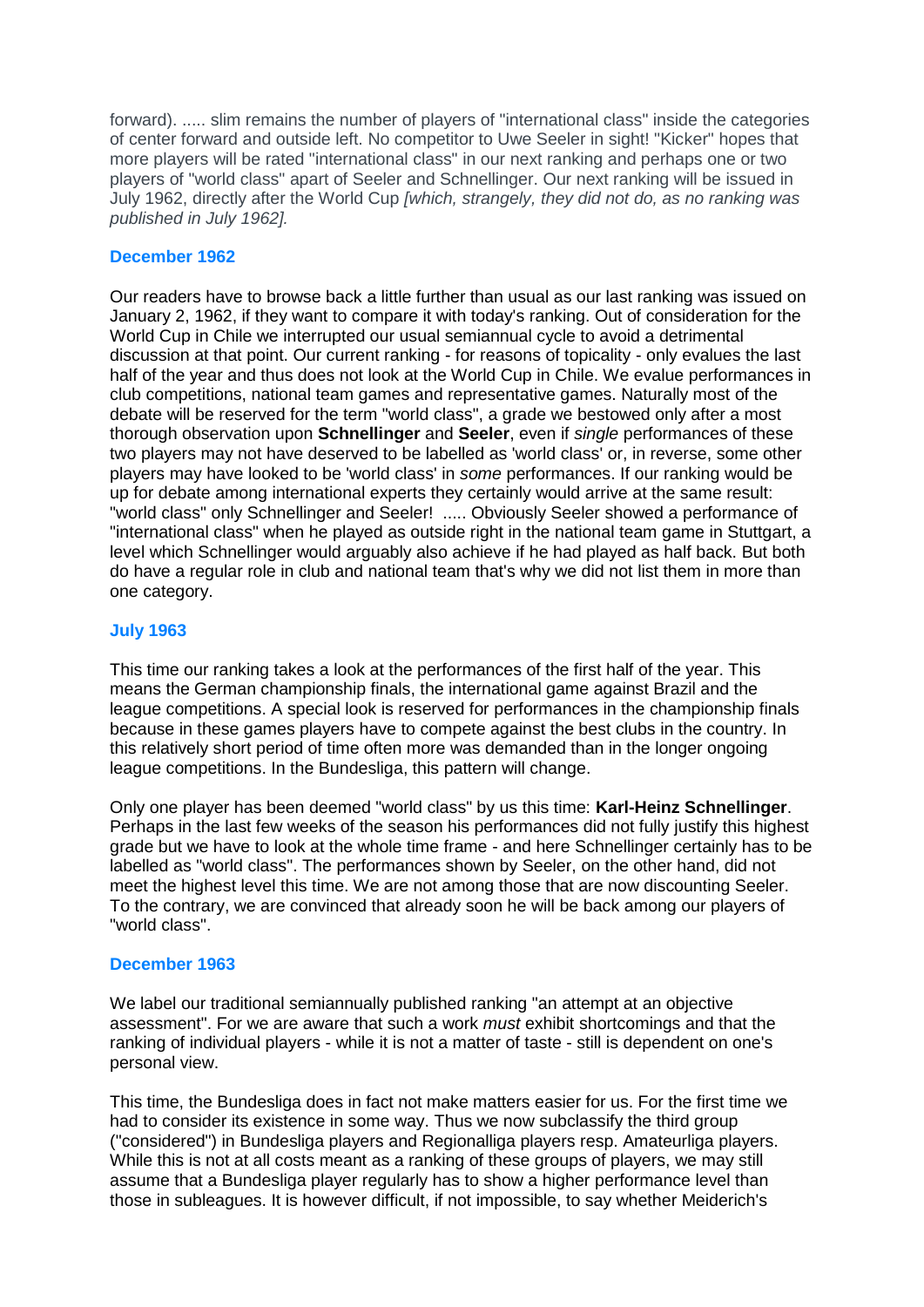forward). ..... slim remains the number of players of "international class" inside the categories of center forward and outside left. No competitor to Uwe Seeler in sight! "Kicker" hopes that more players will be rated "international class" in our next ranking and perhaps one or two players of "world class" apart of Seeler and Schnellinger. Our next ranking will be issued in July 1962, directly after the World Cup *[which, strangely, they did not do, as no ranking was published in July 1962].*

### December 1962

Our readers have to browse back a little further than usual as our last ranking was issued on January 2, 1962, if they want to compare it with today's ranking. Out of consideration for the World Cup in Chile we interrupted our usual semiannual cycle to avoid a detrimental discussion at that point. Our current ranking - for reasons of topicality - only evalues the last half of the year and thus does not look at the World Cup in Chile. We evalue performances in club competitions, national team games and representative games. Naturally most of the debate will be reserved for the term "world class", a grade we bestowed only after a most thorough observation upon **Schnellinger** and **Seeler**, even if *single* performances of these two players may not have deserved to be labelled as 'world class' or, in reverse, some other players may have looked to be 'world class' in *some* performances. If our ranking would be up for debate among international experts they certainly would arrive at the same result: "world class" only Schnellinger and Seeler! ..... Obviously Seeler showed a performance of "international class" when he played as outside right in the national team game in Stuttgart, a level which Schnellinger would arguably also achieve if he had played as half back. But both do have a regular role in club and national team that's why we did not list them in more than one category.

### July 1963

This time our ranking takes a look at the performances of the first half of the year. This means the German championship finals, the international game against Brazil and the league competitions. A special look is reserved for performances in the championship finals because in these games players have to compete against the best clubs in the country. In this relatively short period of time often more was demanded than in the longer ongoing league competitions. In the Bundesliga, this pattern will change.

Only one player has been deemed "world class" by us this time: **Karl-Heinz Schnellinger**. Perhaps in the last few weeks of the season his performances did not fully justify this highest grade but we have to look at the whole time frame - and here Schnellinger certainly has to be labelled as "world class". The performances shown by Seeler, on the other hand, did not meet the highest level this time. We are not among those that are now discounting Seeler. To the contrary, we are convinced that already soon he will be back among our players of "world class".

### December 1963

We label our traditional semiannually published ranking "an attempt at an objective assessment". For we are aware that such a work *must* exhibit shortcomings and that the ranking of individual players - while it is not a matter of taste - still is dependent on one's personal view.

This time, the Bundesliga does in fact not make matters easier for us. For the first time we had to consider its existence in some way. Thus we now subclassify the third group ("considered") in Bundesliga players and Regionalliga players resp. Amateurliga players. While this is not at all costs meant as a ranking of these groups of players, we may still assume that a Bundesliga player regularly has to show a higher performance level than those in subleagues. It is however difficult, if not impossible, to say whether Meiderich's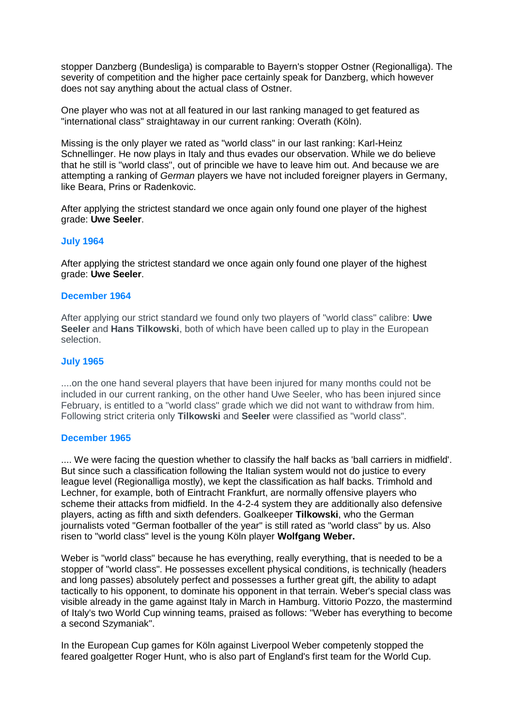stopper Danzberg (Bundesliga) is comparable to Bayern's stopper Ostner (Regionalliga). The severity of competition and the higher pace certainly speak for Danzberg, which however does not say anything about the actual class of Ostner.

One player who was not at all featured in our last ranking managed to get featured as "international class" straightaway in our current ranking: Overath (Köln).

Missing is the only player we rated as "world class" in our last ranking: Karl-Heinz Schnellinger. He now plays in Italy and thus evades our observation. While we do believe that he still is "world class", out of principle we have to leave him out. And because we are attempting a ranking of *German* players we have not included foreigner players in Germany, like Beara, Prins or Radenkovic.

After applying the strictest standard we once again only found one player of the highest grade: **Uwe Seeler**.

### July 1964

After applying the strictest standard we once again only found one player of the highest grade: **Uwe Seeler**.

### December 1964

After applying our strict standard we found only two players of "world class" calibre: **Uwe Seeler** and **Hans Tilkowski**, both of which have been called up to play in the European selection.

### July 1965

....on the one hand several players that have been injured for many months could not be included in our current ranking, on the other hand Uwe Seeler, who has been injured since February, is entitled to a "world class" grade which we did not want to withdraw from him. Following strict criteria only **Tilkowski** and **Seeler** were classified as "world class".

### December 1965

.... We were facing the question whether to classify the half backs as 'ball carriers in midfield'. But since such a classification following the Italian system would not do justice to every league level (Regionalliga mostly), we kept the classification as half backs. Trimhold and Lechner, for example, both of Eintracht Frankfurt, are normally offensive players who scheme their attacks from midfield. In the 4-2-4 system they are additionally also defensive players, acting as fifth and sixth defenders. Goalkeeper **Tilkowski**, who the German journalists voted "German footballer of the year" is still rated as "world class" by us. Also risen to "world class" level is the young Köln player **Wolfgang Weber.**

Weber is "world class" because he has everything, really everything, that is needed to be a stopper of "world class". He possesses excellent physical conditions, is technically (headers and long passes) absolutely perfect and possesses a further great gift, the ability to adapt tactically to his opponent, to dominate his opponent in that terrain. Weber's special class was visible already in the game against Italy in March in Hamburg. Vittorio Pozzo, the mastermind of Italy's two World Cup winning teams, praised as follows: "Weber has everything to become a second Szymaniak".

In the European Cup games for Köln against Liverpool Weber competently stopped the feared goalgetter Roger Hunt, who is also part of England's first team for the World Cup.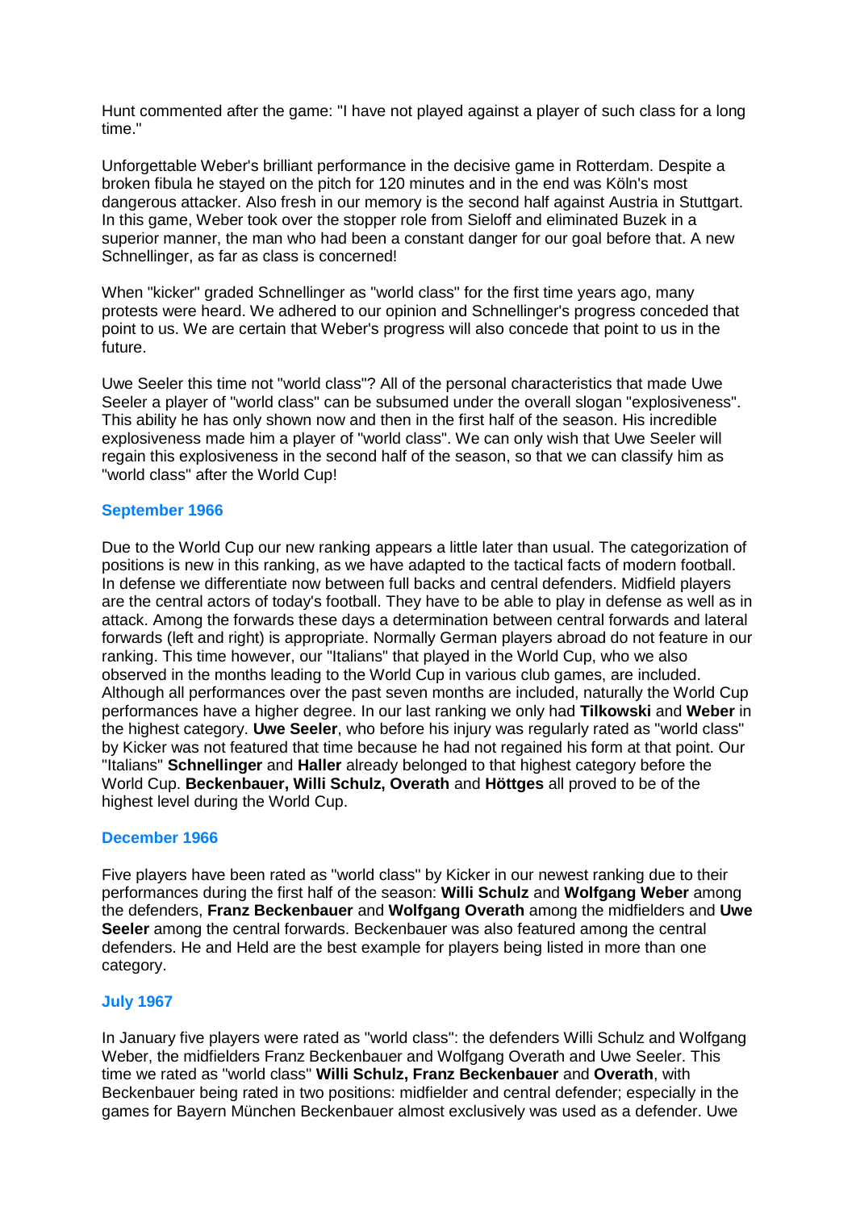Hunt commented after the game: "I have not played against a player of such class for a long time."

Unforgettable Weber's brilliant performance in the decisive game in Rotterdam. Despite a broken fibula he stayed on the pitch for 120 minutes and in the end was Köln's most dangerous attacker. Also fresh in our memory is the second half against Austria in Stuttgart. In this game, Weber took over the stopper role from Sieloff and eliminated Buzek in a superior manner, the man who had been a constant danger for our goal before that. A new Schnellinger, as far as class is concerned!

When "kicker" graded Schnellinger as "world class" for the first time years ago, many protests were heard. We adhered to our opinion and Schnellinger's progress conceded that point to us. We are certain that Weber's progress will also concede that point to us in the future.

Uwe Seeler this time not "world class"? All of the personal characteristics that made Uwe Seeler a player of "world class" can be subsumed under the overall slogan "explosiveness". This ability he has only shown now and then in the first half of the season. His incredible explosiveness made him a player of "world class". We can only wish that Uwe Seeler will regain this explosiveness in the second half of the season, so that we can classify him as "world class" after the World Cup!

### September 1966

Due to the World Cup our new ranking appears a little later than usual. The categorization of positions is new in this ranking, as we have adapted to the tactical facts of modern football. In defense we differentiate now between full backs and central defenders. Midfield players are the central actors of today's football. They have to be able to play in defense as well as in attack. Among the forwards these days a determination between central forwards and lateral forwards (left and right) is appropriate. Normally German players abroad do not feature in our ranking. This time however, our "Italians" that played in the World Cup, who we also observed in the months leading to the World Cup in various club games, are included. Although all performances over the past seven months are included, naturally the World Cup performances have a higher degree. In our last ranking we only had **Tilkowski** and **Weber** in the highest category. **Uwe Seeler**, who before his injury was regularly rated as "world class" by Kicker was not featured that time because he had not regained his form at that point. Our "Italians" **Schnellinger** and **Haller** already belonged to that highest category before the World Cup. **Beckenbauer, Willi Schulz, Overath** and **Höttges** all proved to be of the highest level during the World Cup.

### December 1966

Five players have been rated as "world class" by Kicker in our newest ranking due to their performances during the first half of the season: **Willi Schulz** and **Wolfgang Weber** among the defenders, **Franz Beckenbauer** and **Wolfgang Overath** among the midfielders and **Uwe Seeler** among the central forwards. Beckenbauer was also featured among the central defenders. He and Held are the best example for players being listed in more than one category.

### July 1967

In January five players were rated as "world class": the defenders Willi Schulz and Wolfgang Weber, the midfielders Franz Beckenbauer and Wolfgang Overath and Uwe Seeler. This time we rated as "world class" **Willi Schulz, Franz Beckenbauer** and **Overath**, with Beckenbauer being rated in two positions: midfielder and central defender; especially in the games for Bayern München Beckenbauer almost exclusively was used as a defender. Uwe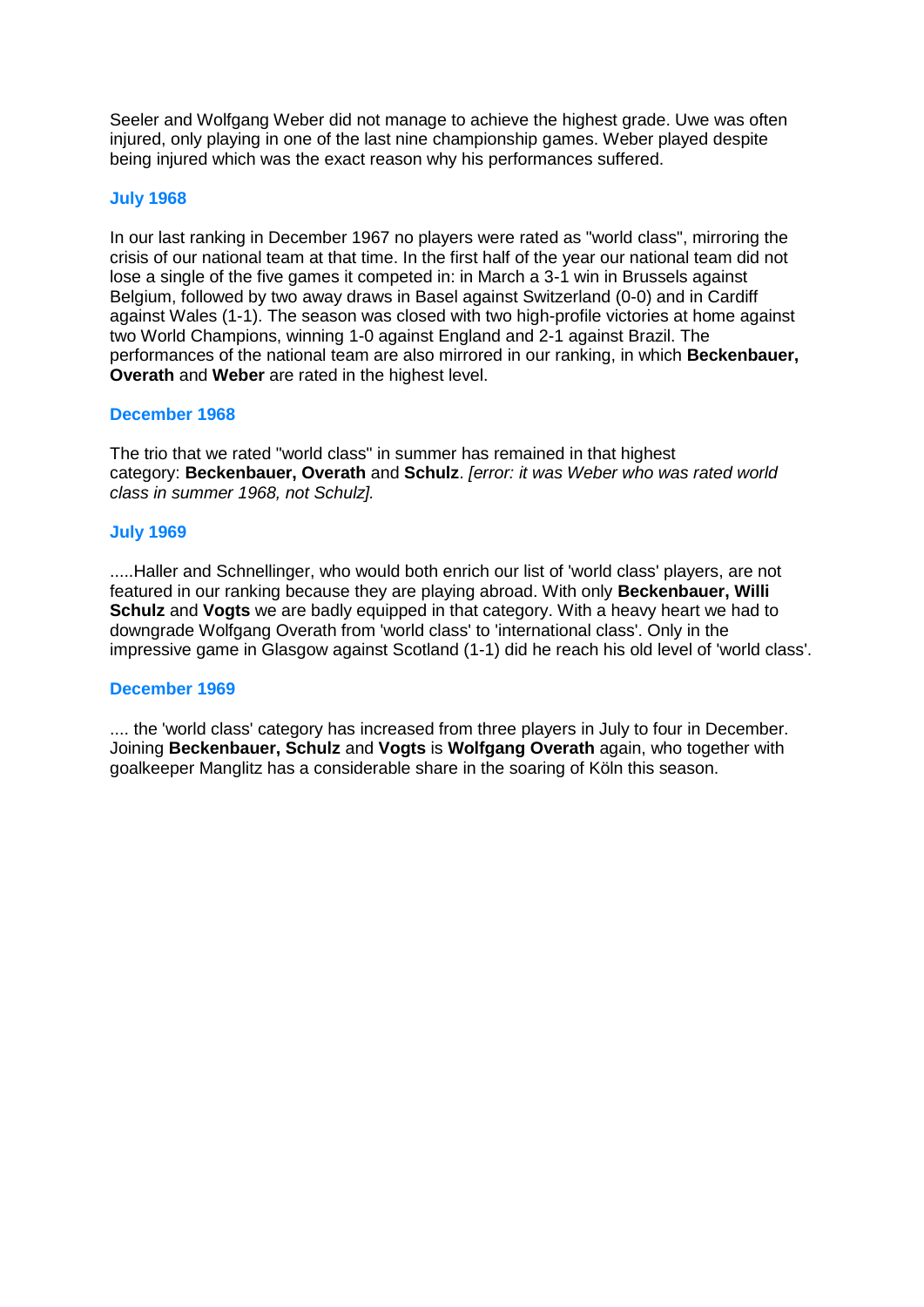Seeler and Wolfgang Weber did not manage to achieve the highest grade. Uwe was often injured, only playing in one of the last nine championship games. Weber played despite being injured which was the exact reason why his performances suffered.

### July 1968

In our last ranking in December 1967 no players were rated as "world class", mirroring the crisis of our national team at that time. In the first half of the year our national team did not lose a single of the five games it competed in: in March a 3-1 win in Brussels against Belgium, followed by two away draws in Basel against Switzerland (0-0) and in Cardiff against Wales (1-1). The season was closed with two high-profile victories at home against two World Champions, winning 1-0 against England and 2-1 against Brazil. The performances of the national team are also mirrored in our ranking, in which **Beckenbauer, Overath** and **Weber** are rated in the highest level.

### December 1968

The trio that we rated "world class" in summer has remained in that highest category: **Beckenbauer, Overath** and **Schulz**. *[error: it was Weber who was rated world class in summer 1968, not Schulz].*

### July 1969

.....Haller and Schnellinger, who would both enrich our list of 'world class' players, are not featured in our ranking because they are playing abroad. With only **Beckenbauer, Willi Schulz** and **Vogts** we are badly equipped in that category. With a heavy heart we had to downgrade Wolfgang Overath from 'world class' to 'international class'. Only in the impressive game in Glasgow against Scotland (1-1) did he reach his old level of 'world class'.

### December 1969

.... the 'world class' category has increased from three players in July to four in December. Joining **Beckenbauer, Schulz** and **Vogts** is **Wolfgang Overath** again, who together with goalkeeper Manglitz has a considerable share in the soaring of Köln this season.